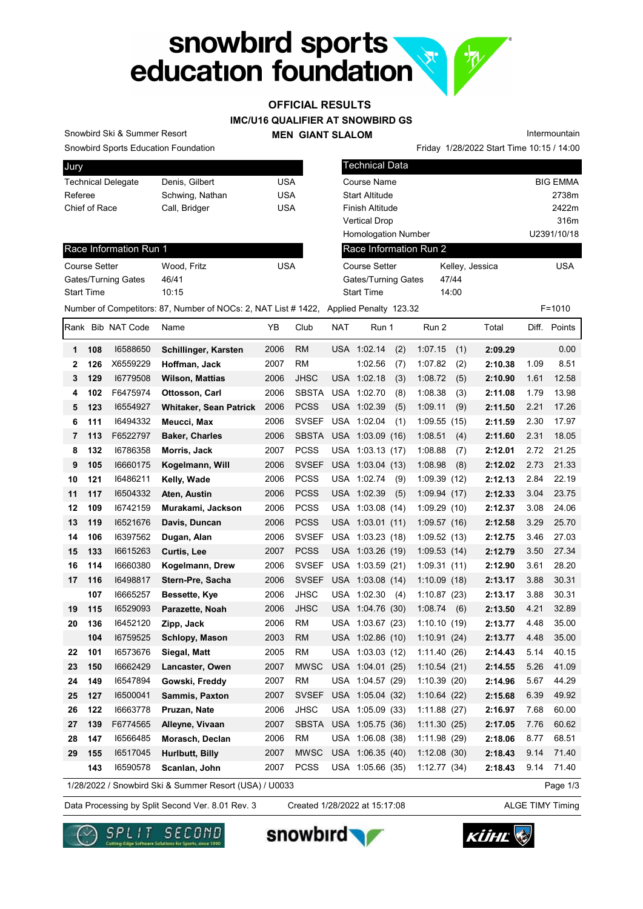# snowbird sports education foundation

## OFFICIAL RESULTS

### IMC/U16 QUALIFIER AT SNOWBIRD GS

### MEN GIANT SLALOM

Snowbird Ski & Summer Resort

Snowbird Sports Education Foundation

Intermountain

Friday 1/28/2022 Start Time 10:15 / 14:00

| Jury | | |
|---|---|---|
| Technical Delegate | Denis, Gilbert | USA |
| Referee | Schwing, Nathan | USA |
| Chief of Race | Call, Bridger | USA |

| Technical Data | |
|---|---|
| Course Name | BIG EMMA |
| Start Altitude | 2738m |
| Finish Altitude | 2422m |
| Vertical Drop | 316m |
| Homologation Number | U2391/10/18 |

| Race Information Run 1 | | |
|---|---|---|
| Course Setter | Wood, Fritz | USA |
| Gates/Turning Gates | 46/41 | |
| Start Time | 10:15 | |

| Race Information Run 2 | | |
|---|---|---|
| Course Setter | Kelley, Jessica | USA |
| Gates/Turning Gates | 47/44 | |
| Start Time | 14:00 | |

Number of Competitors: 87, Number of NOCs: 2, NAT List # 1422, Applied Penalty 123.32 F=1010

| Rank | Bib | NAT Code | Name | YB | Club | NAT | Run 1 | | Run 2 | | Total | Diff. | Points |
|---|---|---|---|---|---|---|---|---|---|---|---|---|---|
| 1 | 108 | I6588650 | **Schillinger, Karsten** | 2006 | RM | USA | 1:02.14 | (2) | 1:07.15 | (1) | **2:09.29** | | 0.00 |
| 2 | 126 | X6559229 | **Hoffman, Jack** | 2007 | RM | | 1:02.56 | (7) | 1:07.82 | (2) | **2:10.38** | 1.09 | 8.51 |
| 3 | 129 | I6779508 | **Wilson, Mattias** | 2006 | JHSC | USA | 1:02.18 | (3) | 1:08.72 | (5) | **2:10.90** | 1.61 | 12.58 |
| 4 | 102 | F6475974 | **Ottosson, Carl** | 2006 | SBSTA | USA | 1:02.70 | (8) | 1:08.38 | (3) | **2:11.08** | 1.79 | 13.98 |
| 5 | 123 | I6554927 | **Whitaker, Sean Patrick** | 2006 | PCSS | USA | 1:02.39 | (5) | 1:09.11 | (9) | **2:11.50** | 2.21 | 17.26 |
| 6 | 111 | I6494332 | **Meucci, Max** | 2006 | SVSEF | USA | 1:02.04 | (1) | 1:09.55 | (15) | **2:11.59** | 2.30 | 17.97 |
| 7 | 113 | F6522797 | **Baker, Charles** | 2006 | SBSTA | USA | 1:03.09 | (16) | 1:08.51 | (4) | **2:11.60** | 2.31 | 18.05 |
| 8 | 132 | I6786358 | **Morris, Jack** | 2007 | PCSS | USA | 1:03.13 | (17) | 1:08.88 | (7) | **2:12.01** | 2.72 | 21.25 |
| 9 | 105 | I6660175 | **Kogelmann, Will** | 2006 | SVSEF | USA | 1:03.04 | (13) | 1:08.98 | (8) | **2:12.02** | 2.73 | 21.33 |
| 10 | 121 | I6486211 | **Kelly, Wade** | 2006 | PCSS | USA | 1:02.74 | (9) | 1:09.39 | (12) | **2:12.13** | 2.84 | 22.19 |
| 11 | 117 | I6504332 | **Aten, Austin** | 2006 | PCSS | USA | 1:02.39 | (5) | 1:09.94 | (17) | **2:12.33** | 3.04 | 23.75 |
| 12 | 109 | I6742159 | **Murakami, Jackson** | 2006 | PCSS | USA | 1:03.08 | (14) | 1:09.29 | (10) | **2:12.37** | 3.08 | 24.06 |
| 13 | 119 | I6521676 | **Davis, Duncan** | 2006 | PCSS | USA | 1:03.01 | (11) | 1:09.57 | (16) | **2:12.58** | 3.29 | 25.70 |
| 14 | 106 | I6397562 | **Dugan, Alan** | 2006 | SVSEF | USA | 1:03.23 | (18) | 1:09.52 | (13) | **2:12.75** | 3.46 | 27.03 |
| 15 | 133 | I6615263 | **Curtis, Lee** | 2007 | PCSS | USA | 1:03.26 | (19) | 1:09.53 | (14) | **2:12.79** | 3.50 | 27.34 |
| 16 | 114 | I6660380 | **Kogelmann, Drew** | 2006 | SVSEF | USA | 1:03.59 | (21) | 1:09.31 | (11) | **2:12.90** | 3.61 | 28.20 |
| 17 | 116 | I6498817 | **Stern-Pre, Sacha** | 2006 | SVSEF | USA | 1:03.08 | (14) | 1:10.09 | (18) | **2:13.17** | 3.88 | 30.31 |
| | 107 | I6665257 | **Bessette, Kye** | 2006 | JHSC | USA | 1:02.30 | (4) | 1:10.87 | (23) | **2:13.17** | 3.88 | 30.31 |
| 19 | 115 | I6529093 | **Parazette, Noah** | 2006 | JHSC | USA | 1:04.76 | (30) | 1:08.74 | (6) | **2:13.50** | 4.21 | 32.89 |
| 20 | 136 | I6452120 | **Zipp, Jack** | 2006 | RM | USA | 1:03.67 | (23) | 1:10.10 | (19) | **2:13.77** | 4.48 | 35.00 |
| | 104 | I6759525 | **Schlopy, Mason** | 2003 | RM | USA | 1:02.86 | (10) | 1:10.91 | (24) | **2:13.77** | 4.48 | 35.00 |
| 22 | 101 | I6573676 | **Siegal, Matt** | 2005 | RM | USA | 1:03.03 | (12) | 1:11.40 | (26) | **2:14.43** | 5.14 | 40.15 |
| 23 | 150 | I6662429 | **Lancaster, Owen** | 2007 | MWSC | USA | 1:04.01 | (25) | 1:10.54 | (21) | **2:14.55** | 5.26 | 41.09 |
| 24 | 149 | I6547894 | **Gowski, Freddy** | 2007 | RM | USA | 1:04.57 | (29) | 1:10.39 | (20) | **2:14.96** | 5.67 | 44.29 |
| 25 | 127 | I6500041 | **Sammis, Paxton** | 2007 | SVSEF | USA | 1:05.04 | (32) | 1:10.64 | (22) | **2:15.68** | 6.39 | 49.92 |
| 26 | 122 | I6663778 | **Pruzan, Nate** | 2006 | JHSC | USA | 1:05.09 | (33) | 1:11.88 | (27) | **2:16.97** | 7.68 | 60.00 |
| 27 | 139 | F6774565 | **Alleyne, Vivaan** | 2007 | SBSTA | USA | 1:05.75 | (36) | 1:11.30 | (25) | **2:17.05** | 7.76 | 60.62 |
| 28 | 147 | I6566485 | **Morasch, Declan** | 2006 | RM | USA | 1:06.08 | (38) | 1:11.98 | (29) | **2:18.06** | 8.77 | 68.51 |
| 29 | 155 | I6517045 | **Hurlbutt, Billy** | 2007 | MWSC | USA | 1:06.35 | (40) | 1:12.08 | (30) | **2:18.43** | 9.14 | 71.40 |
| | 143 | I6590578 | **Scanlan, John** | 2007 | PCSS | USA | 1:05.66 | (35) | 1:12.77 | (34) | **2:18.43** | 9.14 | 71.40 |

1/28/2022 / Snowbird Ski & Summer Resort (USA) / U0033

Data Processing by Split Second Ver. 8.01 Rev. 3 Created 1/28/2022 at 15:17:08 ALGE TIMY Timing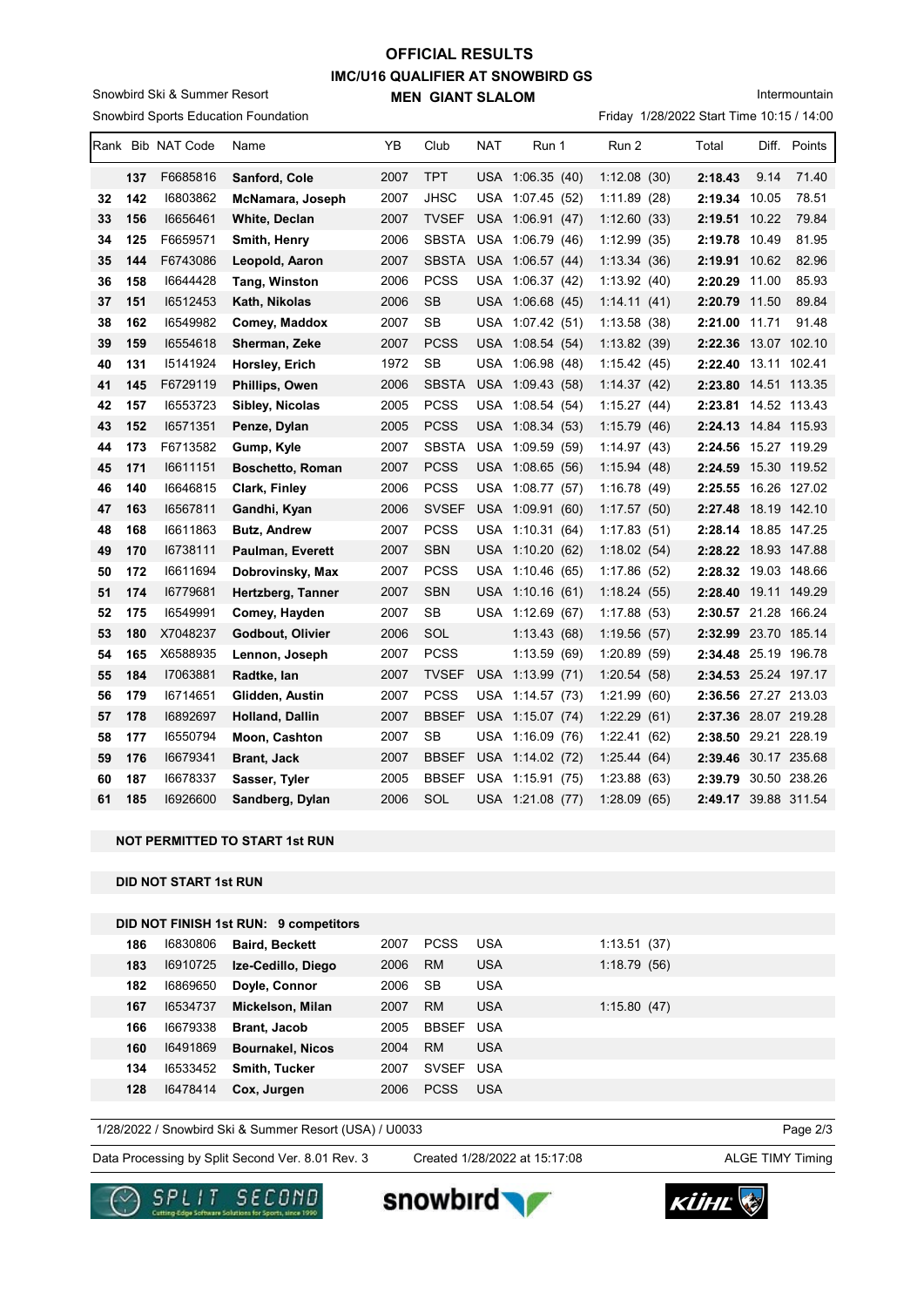# OFFICIAL RESULTS
## IMC/U16 QUALIFIER AT SNOWBIRD GS
### MEN GIANT SLALOM

Snowbird Ski & Summer Resort
Snowbird Sports Education Foundation

Intermountain
Friday 1/28/2022 Start Time 10:15 / 14:00

| Rank | Bib | NAT Code | Name | YB | Club | NAT | Run 1 | Run 2 | Total | Diff. | Points |
|---|---|---|---|---|---|---|---|---|---|---|---|
| | 137 | F6685816 | **Sanford, Cole** | 2007 | TPT | USA | 1:06.35 (40) | 1:12.08 (30) | **2:18.43** | 9.14 | 71.40 |
| 32 | 142 | I6803862 | **McNamara, Joseph** | 2007 | JHSC | USA | 1:07.45 (52) | 1:11.89 (28) | **2:19.34** | 10.05 | 78.51 |
| 33 | 156 | I6656461 | **White, Declan** | 2007 | TVSEF | USA | 1:06.91 (47) | 1:12.60 (33) | **2:19.51** | 10.22 | 79.84 |
| 34 | 125 | F6659571 | **Smith, Henry** | 2006 | SBSTA | USA | 1:06.79 (46) | 1:12.99 (35) | **2:19.78** | 10.49 | 81.95 |
| 35 | 144 | F6743086 | **Leopold, Aaron** | 2007 | SBSTA | USA | 1:06.57 (44) | 1:13.34 (36) | **2:19.91** | 10.62 | 82.96 |
| 36 | 158 | I6644428 | **Tang, Winston** | 2006 | PCSS | USA | 1:06.37 (42) | 1:13.92 (40) | **2:20.29** | 11.00 | 85.93 |
| 37 | 151 | I6512453 | **Kath, Nikolas** | 2006 | SB | USA | 1:06.68 (45) | 1:14.11 (41) | **2:20.79** | 11.50 | 89.84 |
| 38 | 162 | I6549982 | **Comey, Maddox** | 2007 | SB | USA | 1:07.42 (51) | 1:13.58 (38) | **2:21.00** | 11.71 | 91.48 |
| 39 | 159 | I6554618 | **Sherman, Zeke** | 2007 | PCSS | USA | 1:08.54 (54) | 1:13.82 (39) | **2:22.36** | 13.07 | 102.10 |
| 40 | 131 | I5141924 | **Horsley, Erich** | 1972 | SB | USA | 1:06.98 (48) | 1:15.42 (45) | **2:22.40** | 13.11 | 102.41 |
| 41 | 145 | F6729119 | **Phillips, Owen** | 2006 | SBSTA | USA | 1:09.43 (58) | 1:14.37 (42) | **2:23.80** | 14.51 | 113.35 |
| 42 | 157 | I6553723 | **Sibley, Nicolas** | 2005 | PCSS | USA | 1:08.54 (54) | 1:15.27 (44) | **2:23.81** | 14.52 | 113.43 |
| 43 | 152 | I6571351 | **Penze, Dylan** | 2005 | PCSS | USA | 1:08.34 (53) | 1:15.79 (46) | **2:24.13** | 14.84 | 115.93 |
| 44 | 173 | F6713582 | **Gump, Kyle** | 2007 | SBSTA | USA | 1:09.59 (59) | 1:14.97 (43) | **2:24.56** | 15.27 | 119.29 |
| 45 | 171 | I6611151 | **Boschetto, Roman** | 2007 | PCSS | USA | 1:08.65 (56) | 1:15.94 (48) | **2:24.59** | 15.30 | 119.52 |
| 46 | 140 | I6646815 | **Clark, Finley** | 2006 | PCSS | USA | 1:08.77 (57) | 1:16.78 (49) | **2:25.55** | 16.26 | 127.02 |
| 47 | 163 | I6567811 | **Gandhi, Kyan** | 2006 | SVSEF | USA | 1:09.91 (60) | 1:17.57 (50) | **2:27.48** | 18.19 | 142.10 |
| 48 | 168 | I6611863 | **Butz, Andrew** | 2007 | PCSS | USA | 1:10.31 (64) | 1:17.83 (51) | **2:28.14** | 18.85 | 147.25 |
| 49 | 170 | I6738111 | **Paulman, Everett** | 2007 | SBN | USA | 1:10.20 (62) | 1:18.02 (54) | **2:28.22** | 18.93 | 147.88 |
| 50 | 172 | I6611694 | **Dobrovinsky, Max** | 2007 | PCSS | USA | 1:10.46 (65) | 1:17.86 (52) | **2:28.32** | 19.03 | 148.66 |
| 51 | 174 | I6779681 | **Hertzberg, Tanner** | 2007 | SBN | USA | 1:10.16 (61) | 1:18.24 (55) | **2:28.40** | 19.11 | 149.29 |
| 52 | 175 | I6549991 | **Comey, Hayden** | 2007 | SB | USA | 1:12.69 (67) | 1:17.88 (53) | **2:30.57** | 21.28 | 166.24 |
| 53 | 180 | X7048237 | **Godbout, Olivier** | 2006 | SOL | | 1:13.43 (68) | 1:19.56 (57) | **2:32.99** | 23.70 | 185.14 |
| 54 | 165 | X6588935 | **Lennon, Joseph** | 2007 | PCSS | | 1:13.59 (69) | 1:20.89 (59) | **2:34.48** | 25.19 | 196.78 |
| 55 | 184 | I7063881 | **Radtke, Ian** | 2007 | TVSEF | USA | 1:13.99 (71) | 1:20.54 (58) | **2:34.53** | 25.24 | 197.17 |
| 56 | 179 | I6714651 | **Glidden, Austin** | 2007 | PCSS | USA | 1:14.57 (73) | 1:21.99 (60) | **2:36.56** | 27.27 | 213.03 |
| 57 | 178 | I6892697 | **Holland, Dallin** | 2007 | BBSEF | USA | 1:15.07 (74) | 1:22.29 (61) | **2:37.36** | 28.07 | 219.28 |
| 58 | 177 | I6550794 | **Moon, Cashton** | 2007 | SB | USA | 1:16.09 (76) | 1:22.41 (62) | **2:38.50** | 29.21 | 228.19 |
| 59 | 176 | I6679341 | **Brant, Jack** | 2007 | BBSEF | USA | 1:14.02 (72) | 1:25.44 (64) | **2:39.46** | 30.17 | 235.68 |
| 60 | 187 | I6678337 | **Sasser, Tyler** | 2005 | BBSEF | USA | 1:15.91 (75) | 1:23.88 (63) | **2:39.79** | 30.50 | 238.26 |
| 61 | 185 | I6926600 | **Sandberg, Dylan** | 2006 | SOL | USA | 1:21.08 (77) | 1:28.09 (65) | **2:49.17** | 39.88 | 311.54 |

**NOT PERMITTED TO START 1st RUN**

**DID NOT START 1st RUN**

**DID NOT FINISH 1st RUN: 9 competitors**

| Bib | NAT Code | Name | YB | Club | NAT | Run 1 | Run 2 |
|---|---|---|---|---|---|---|---|
| 186 | I6830806 | **Baird, Beckett** | 2007 | PCSS | USA | | 1:13.51 (37) |
| 183 | I6910725 | **Ize-Cedillo, Diego** | 2006 | RM | USA | | 1:18.79 (56) |
| 182 | I6869650 | **Doyle, Connor** | 2006 | SB | USA | | |
| 167 | I6534737 | **Mickelson, Milan** | 2007 | RM | USA | | 1:15.80 (47) |
| 166 | I6679338 | **Brant, Jacob** | 2005 | BBSEF | USA | | |
| 160 | I6491869 | **Bournakel, Nicos** | 2004 | RM | USA | | |
| 134 | I6533452 | **Smith, Tucker** | 2007 | SVSEF | USA | | |
| 128 | I6478414 | **Cox, Jurgen** | 2006 | PCSS | USA | | |

1/28/2022 / Snowbird Ski & Summer Resort (USA) / U0033

Data Processing by Split Second Ver. 8.01 Rev. 3 — Created 1/28/2022 at 15:17:08 — ALGE TIMY Timing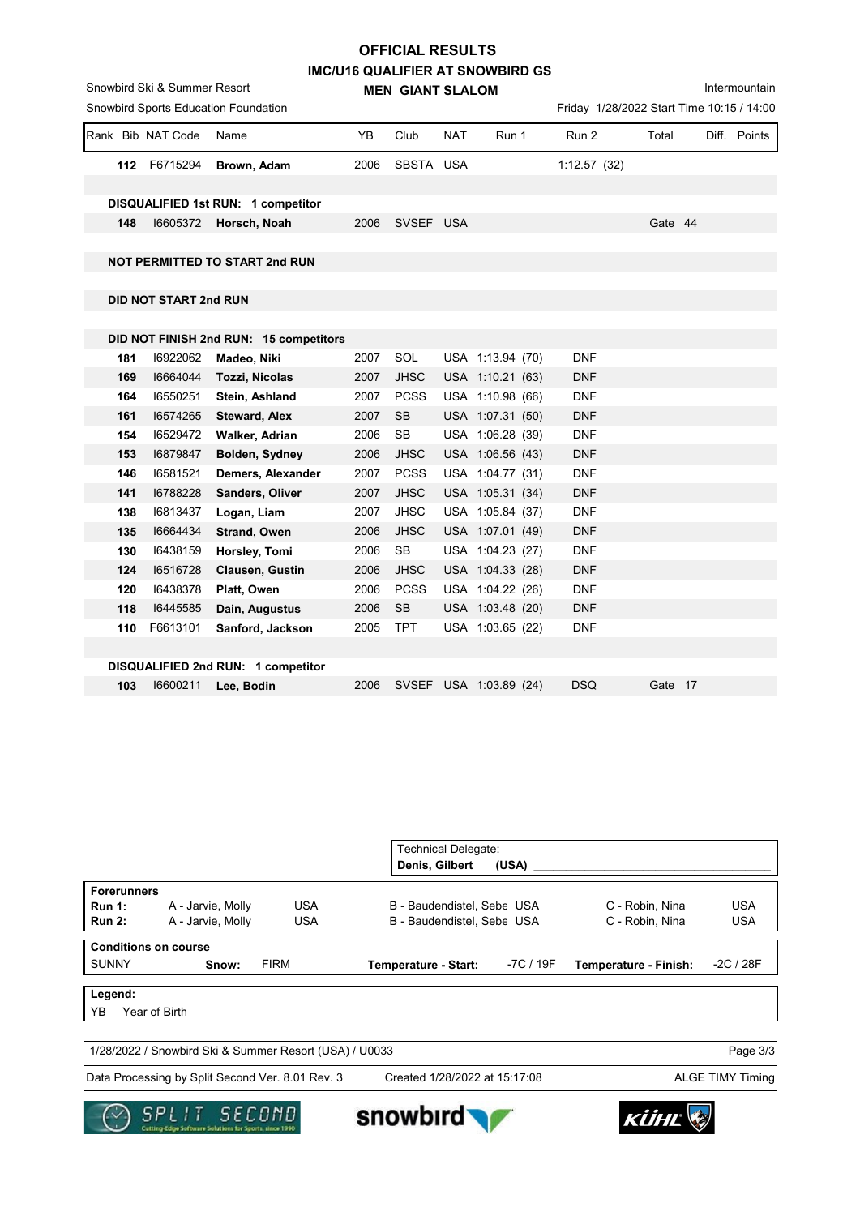# OFFICIAL RESULTS

## IMC/U16 QUALIFIER AT SNOWBIRD GS

### MEN GIANT SLALOM

Snowbird Ski & Summer Resort
Snowbird Sports Education Foundation

Intermountain
Friday 1/28/2022 Start Time 10:15 / 14:00

| Rank | Bib | NAT Code | Name | YB | Club | NAT | Run 1 | Run 2 | Total | Diff. | Points |
|---|---|---|---|---|---|---|---|---|---|---|---|
| | 112 | F6715294 | **Brown, Adam** | 2006 | SBSTA | USA | | 1:12.57 (32) | | | |
| | | | **DISQUALIFIED 1st RUN: 1 competitor** | | | | | | | | |
| | 148 | I6605372 | **Horsch, Noah** | 2006 | SVSEF | USA | | | Gate 44 | | |
| | | | **NOT PERMITTED TO START 2nd RUN** | | | | | | | | |
| | | | **DID NOT START 2nd RUN** | | | | | | | | |
| | | | **DID NOT FINISH 2nd RUN: 15 competitors** | | | | | | | | |
| | 181 | I6922062 | **Madeo, Niki** | 2007 | SOL | USA | 1:13.94 (70) | DNF | | | |
| | 169 | I6664044 | **Tozzi, Nicolas** | 2007 | JHSC | USA | 1:10.21 (63) | DNF | | | |
| | 164 | I6550251 | **Stein, Ashland** | 2007 | PCSS | USA | 1:10.98 (66) | DNF | | | |
| | 161 | I6574265 | **Steward, Alex** | 2007 | SB | USA | 1:07.31 (50) | DNF | | | |
| | 154 | I6529472 | **Walker, Adrian** | 2006 | SB | USA | 1:06.28 (39) | DNF | | | |
| | 153 | I6879847 | **Bolden, Sydney** | 2006 | JHSC | USA | 1:06.56 (43) | DNF | | | |
| | 146 | I6581521 | **Demers, Alexander** | 2007 | PCSS | USA | 1:04.77 (31) | DNF | | | |
| | 141 | I6788228 | **Sanders, Oliver** | 2007 | JHSC | USA | 1:05.31 (34) | DNF | | | |
| | 138 | I6813437 | **Logan, Liam** | 2007 | JHSC | USA | 1:05.84 (37) | DNF | | | |
| | 135 | I6664434 | **Strand, Owen** | 2006 | JHSC | USA | 1:07.01 (49) | DNF | | | |
| | 130 | I6438159 | **Horsley, Tomi** | 2006 | SB | USA | 1:04.23 (27) | DNF | | | |
| | 124 | I6516728 | **Clausen, Gustin** | 2006 | JHSC | USA | 1:04.33 (28) | DNF | | | |
| | 120 | I6438378 | **Platt, Owen** | 2006 | PCSS | USA | 1:04.22 (26) | DNF | | | |
| | 118 | I6445585 | **Dain, Augustus** | 2006 | SB | USA | 1:03.48 (20) | DNF | | | |
| | 110 | F6613101 | **Sanford, Jackson** | 2005 | TPT | USA | 1:03.65 (22) | DNF | | | |
| | | | **DISQUALIFIED 2nd RUN: 1 competitor** | | | | | | | | |
| | 103 | I6600211 | **Lee, Bodin** | 2006 | SVSEF | USA | 1:03.89 (24) | DSQ | Gate 17 | | |

Technical Delegate:
**Denis, Gilbert (USA)**

| **Forerunners** | | | | | | |
|---|---|---|---|---|---|---|
| **Run 1:** | A - Jarvie, Molly | USA | B - Baudendistel, Sebe | USA | C - Robin, Nina | USA |
| **Run 2:** | A - Jarvie, Molly | USA | B - Baudendistel, Sebe | USA | C - Robin, Nina | USA |

| **Conditions on course** | | | | | | | |
|---|---|---|---|---|---|---|---|
| SUNNY | **Snow:** | FIRM | **Temperature - Start:** | -7C / 19F | **Temperature - Finish:** | -2C / 28F | |

**Legend:**
YB Year of Birth

1/28/2022 / Snowbird Ski & Summer Resort (USA) / U0033

Data Processing by Split Second Ver. 8.01 Rev. 3 Created 1/28/2022 at 15:17:08 ALGE TIMY Timing